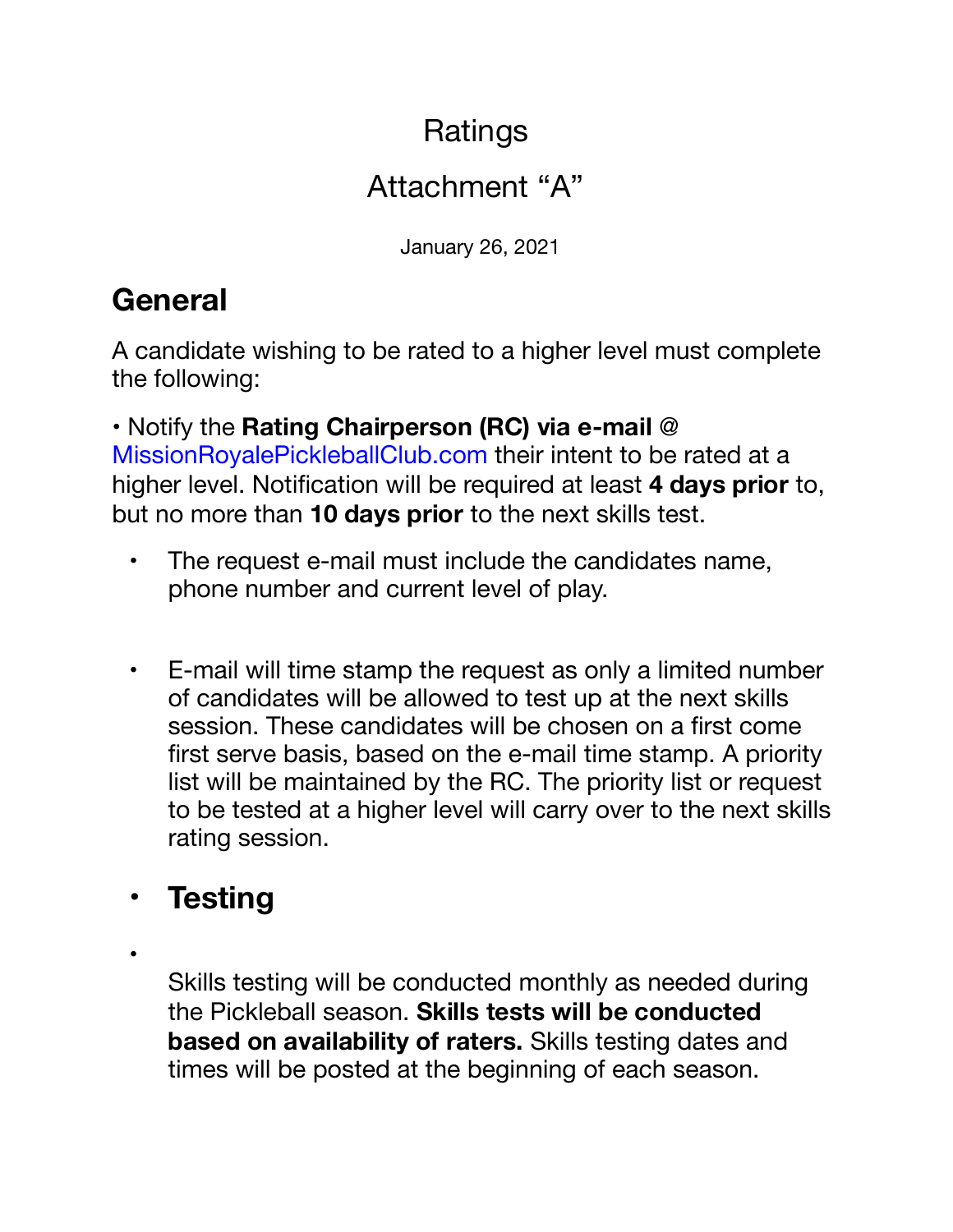# Ratings

# Attachment "A"

January 26, 2021

## General

A candidate wishing to be rated to a higher level must complete the following:

• Notify the **Rating Chairperson (RC) via e-mail @** MissionRoyalePickleballClub.com their intent to be rated at a higher level. Notification will be required at least **4 days prior** to, but no more than **10 days prior** to the next skills test.

- The request e-mail must include the candidates name, phone number and current level of play.

- E-mail will time stamp the request as only a limited number of candidates will be allowed to test up at the next skills session. These candidates will be chosen on a first come first serve basis, based on the e-mail time stamp. A priority list will be maintained by the RC. The priority list or request to be tested at a higher level will carry over to the next skills rating session.

- ## Testing

- Skills testing will be conducted monthly as needed during the Pickleball season. **Skills tests will be conducted based on availability of raters.** Skills testing dates and times will be posted at the beginning of each season.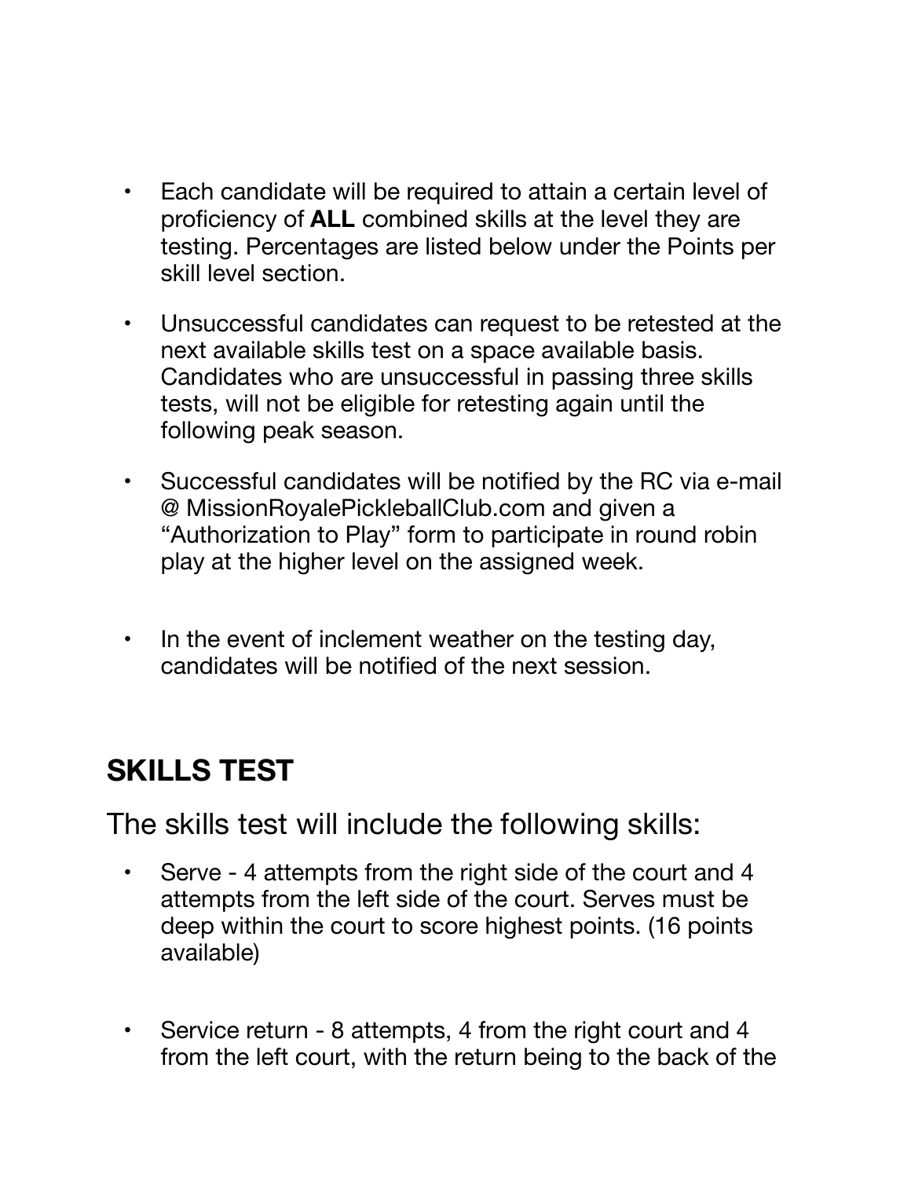- Each candidate will be required to attain a certain level of proficiency of **ALL** combined skills at the level they are testing. Percentages are listed below under the Points per skill level section.

- Unsuccessful candidates can request to be retested at the next available skills test on a space available basis. Candidates who are unsuccessful in passing three skills tests, will not be eligible for retesting again until the following peak season.

- Successful candidates will be notified by the RC via e-mail @ MissionRoyalePickleballClub.com and given a "Authorization to Play" form to participate in round robin play at the higher level on the assigned week.

- In the event of inclement weather on the testing day, candidates will be notified of the next session.

## SKILLS TEST

The skills test will include the following skills:

- Serve - 4 attempts from the right side of the court and 4 attempts from the left side of the court. Serves must be deep within the court to score highest points. (16 points available)

- Service return - 8 attempts, 4 from the right court and 4 from the left court, with the return being to the back of the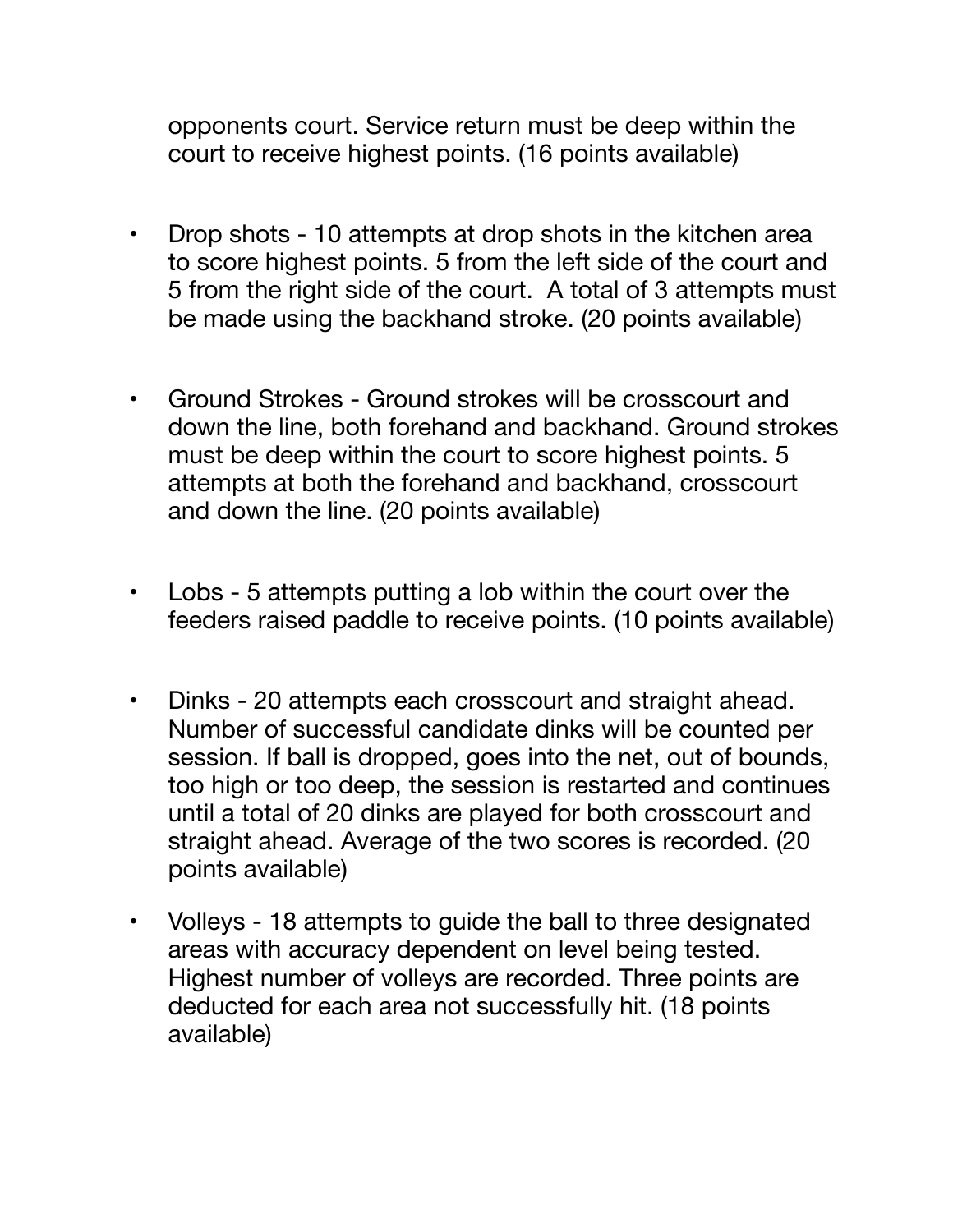opponents court. Service return must be deep within the court to receive highest points. (16 points available)

- Drop shots - 10 attempts at drop shots in the kitchen area to score highest points. 5 from the left side of the court and 5 from the right side of the court. A total of 3 attempts must be made using the backhand stroke. (20 points available)

- Ground Strokes - Ground strokes will be crosscourt and down the line, both forehand and backhand. Ground strokes must be deep within the court to score highest points. 5 attempts at both the forehand and backhand, crosscourt and down the line. (20 points available)

- Lobs - 5 attempts putting a lob within the court over the feeders raised paddle to receive points. (10 points available)

- Dinks - 20 attempts each crosscourt and straight ahead. Number of successful candidate dinks will be counted per session. If ball is dropped, goes into the net, out of bounds, too high or too deep, the session is restarted and continues until a total of 20 dinks are played for both crosscourt and straight ahead. Average of the two scores is recorded. (20 points available)

- Volleys - 18 attempts to guide the ball to three designated areas with accuracy dependent on level being tested. Highest number of volleys are recorded. Three points are deducted for each area not successfully hit. (18 points available)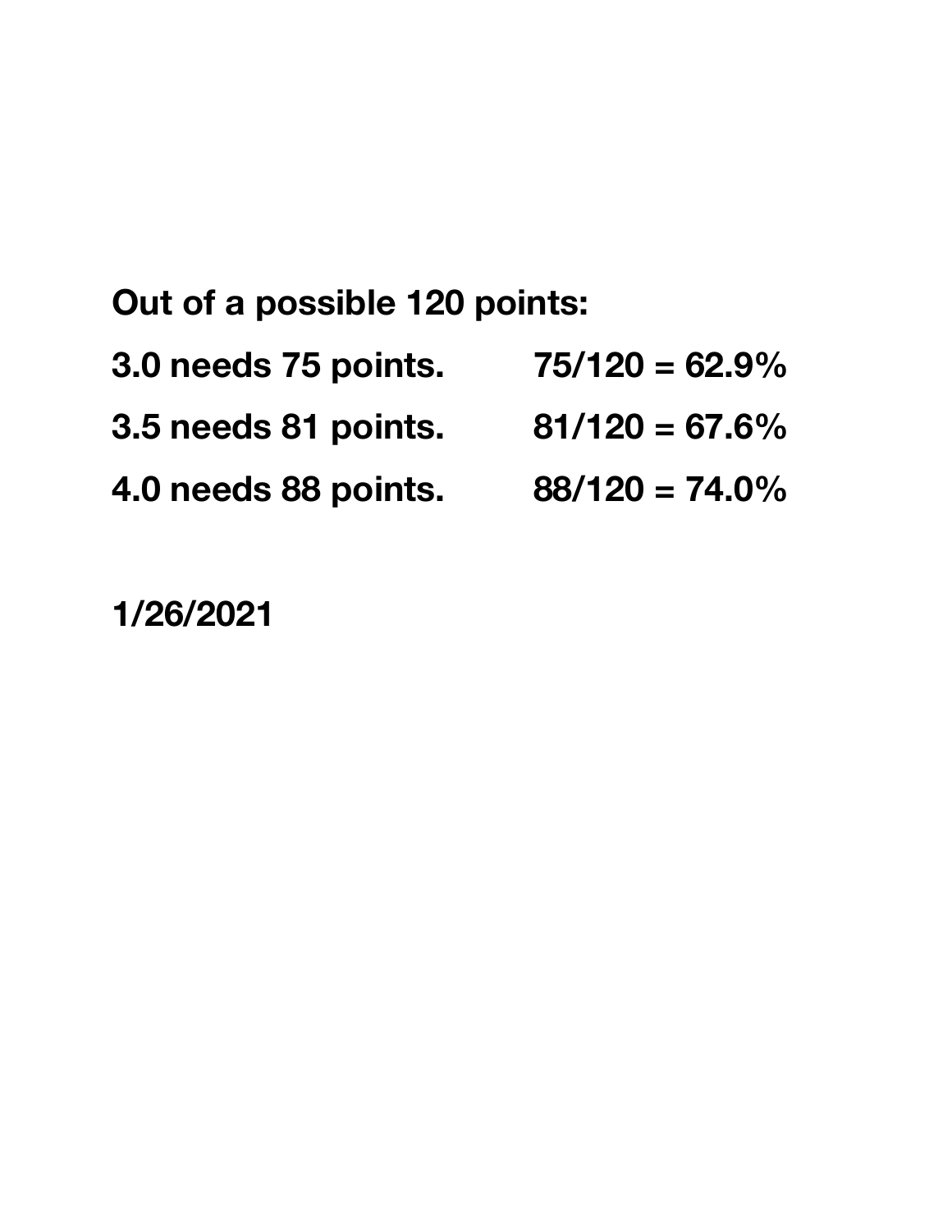**Out of a possible 120 points:**

| | |
|---|---|
| **3.0 needs 75 points.** | **75/120 = 62.9%** |
| **3.5 needs 81 points.** | **81/120 = 67.6%** |
| **4.0 needs 88 points.** | **88/120 = 74.0%** |

**1/26/2021**